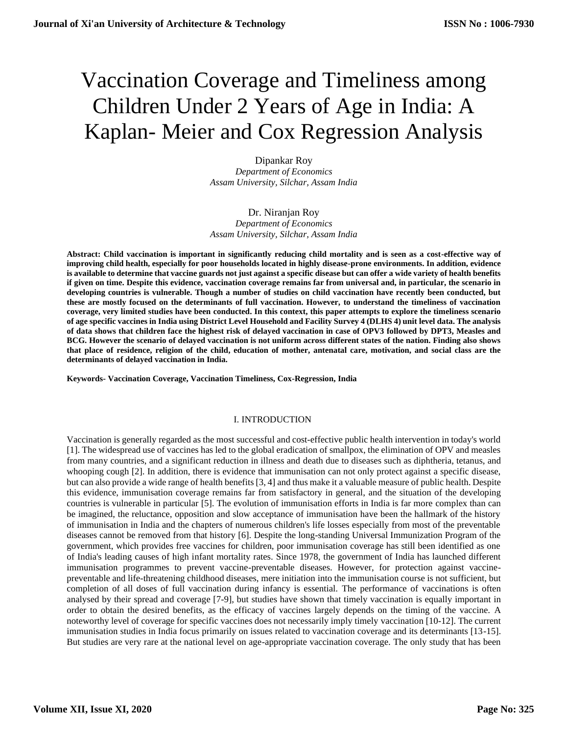# Vaccination Coverage and Timeliness among Children Under 2 Years of Age in India: A Kaplan- Meier and Cox Regression Analysis

Dipankar Roy
*Department of Economics*
*Assam University, Silchar, Assam India*

Dr. Niranjan Roy
*Department of Economics*
*Assam University, Silchar, Assam India*

**Abstract: Child vaccination is important in significantly reducing child mortality and is seen as a cost-effective way of improving child health, especially for poor households located in highly disease-prone environments. In addition, evidence is available to determine that vaccine guards not just against a specific disease but can offer a wide variety of health benefits if given on time. Despite this evidence, vaccination coverage remains far from universal and, in particular, the scenario in developing countries is vulnerable. Though a number of studies on child vaccination have recently been conducted, but these are mostly focused on the determinants of full vaccination. However, to understand the timeliness of vaccination coverage, very limited studies have been conducted. In this context, this paper attempts to explore the timeliness scenario of age specific vaccines in India using District Level Household and Facility Survey 4 (DLHS 4) unit level data. The analysis of data shows that children face the highest risk of delayed vaccination in case of OPV3 followed by DPT3, Measles and BCG. However the scenario of delayed vaccination is not uniform across different states of the nation. Finding also shows that place of residence, religion of the child, education of mother, antenatal care, motivation, and social class are the determinants of delayed vaccination in India.**

**Keywords- Vaccination Coverage, Vaccination Timeliness, Cox-Regression, India**

## I. INTRODUCTION

Vaccination is generally regarded as the most successful and cost-effective public health intervention in today's world [1]. The widespread use of vaccines has led to the global eradication of smallpox, the elimination of OPV and measles from many countries, and a significant reduction in illness and death due to diseases such as diphtheria, tetanus, and whooping cough [2]. In addition, there is evidence that immunisation can not only protect against a specific disease, but can also provide a wide range of health benefits [3, 4] and thus make it a valuable measure of public health. Despite this evidence, immunisation coverage remains far from satisfactory in general, and the situation of the developing countries is vulnerable in particular [5]. The evolution of immunisation efforts in India is far more complex than can be imagined, the reluctance, opposition and slow acceptance of immunisation have been the hallmark of the history of immunisation in India and the chapters of numerous children's life losses especially from most of the preventable diseases cannot be removed from that history [6]. Despite the long-standing Universal Immunization Program of the government, which provides free vaccines for children, poor immunisation coverage has still been identified as one of India's leading causes of high infant mortality rates. Since 1978, the government of India has launched different immunisation programmes to prevent vaccine-preventable diseases. However, for protection against vaccine-preventable and life-threatening childhood diseases, mere initiation into the immunisation course is not sufficient, but completion of all doses of full vaccination during infancy is essential. The performance of vaccinations is often analysed by their spread and coverage [7-9], but studies have shown that timely vaccination is equally important in order to obtain the desired benefits, as the efficacy of vaccines largely depends on the timing of the vaccine. A noteworthy level of coverage for specific vaccines does not necessarily imply timely vaccination [10-12]. The current immunisation studies in India focus primarily on issues related to vaccination coverage and its determinants [13-15]. But studies are very rare at the national level on age-appropriate vaccination coverage. The only study that has been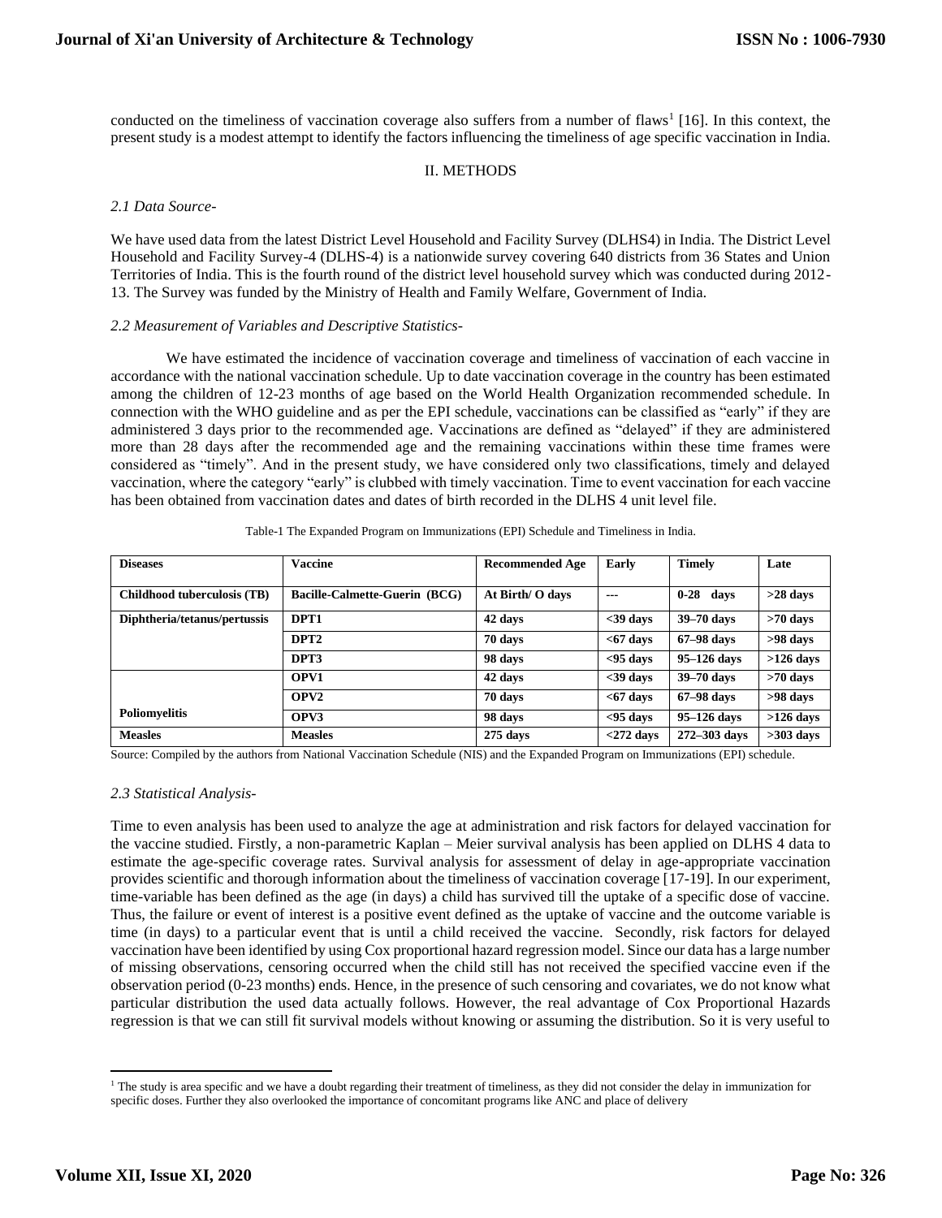conducted on the timeliness of vaccination coverage also suffers from a number of flaws[1] [16]. In this context, the present study is a modest attempt to identify the factors influencing the timeliness of age specific vaccination in India.

## II. METHODS

### *2.1 Data Source-*

We have used data from the latest District Level Household and Facility Survey (DLHS4) in India. The District Level Household and Facility Survey-4 (DLHS-4) is a nationwide survey covering 640 districts from 36 States and Union Territories of India. This is the fourth round of the district level household survey which was conducted during 2012-13. The Survey was funded by the Ministry of Health and Family Welfare, Government of India.

### *2.2 Measurement of Variables and Descriptive Statistics-*

We have estimated the incidence of vaccination coverage and timeliness of vaccination of each vaccine in accordance with the national vaccination schedule. Up to date vaccination coverage in the country has been estimated among the children of 12-23 months of age based on the World Health Organization recommended schedule. In connection with the WHO guideline and as per the EPI schedule, vaccinations can be classified as "early" if they are administered 3 days prior to the recommended age. Vaccinations are defined as "delayed" if they are administered more than 28 days after the recommended age and the remaining vaccinations within these time frames were considered as "timely". And in the present study, we have considered only two classifications, timely and delayed vaccination, where the category "early" is clubbed with timely vaccination. Time to event vaccination for each vaccine has been obtained from vaccination dates and dates of birth recorded in the DLHS 4 unit level file.

Table-1 The Expanded Program on Immunizations (EPI) Schedule and Timeliness in India.

| Diseases | Vaccine | Recommended Age | Early | Timely | Late |
|---|---|---|---|---|---|
| **Childhood tuberculosis (TB)** | **Bacille-Calmette-Guerin (BCG)** | **At Birth/ O days** | **---** | **0-28 days** | **>28 days** |
| **Diphtheria/tetanus/pertussis** | **DPT1** | **42 days** | **<39 days** | **39–70 days** | **>70 days** |
| | **DPT2** | **70 days** | **<67 days** | **67–98 days** | **>98 days** |
| | **DPT3** | **98 days** | **<95 days** | **95–126 days** | **>126 days** |
| **Poliomyelitis** | **OPV1** | **42 days** | **<39 days** | **39–70 days** | **>70 days** |
| | **OPV2** | **70 days** | **<67 days** | **67–98 days** | **>98 days** |
| | **OPV3** | **98 days** | **<95 days** | **95–126 days** | **>126 days** |
| **Measles** | **Measles** | **275 days** | **<272 days** | **272–303 days** | **>303 days** |

Source: Compiled by the authors from National Vaccination Schedule (NIS) and the Expanded Program on Immunizations (EPI) schedule.

### *2.3 Statistical Analysis-*

Time to even analysis has been used to analyze the age at administration and risk factors for delayed vaccination for the vaccine studied. Firstly, a non-parametric Kaplan – Meier survival analysis has been applied on DLHS 4 data to estimate the age-specific coverage rates. Survival analysis for assessment of delay in age-appropriate vaccination provides scientific and thorough information about the timeliness of vaccination coverage [17-19]. In our experiment, time-variable has been defined as the age (in days) a child has survived till the uptake of a specific dose of vaccine. Thus, the failure or event of interest is a positive event defined as the uptake of vaccine and the outcome variable is time (in days) to a particular event that is until a child received the vaccine. Secondly, risk factors for delayed vaccination have been identified by using Cox proportional hazard regression model. Since our data has a large number of missing observations, censoring occurred when the child still has not received the specified vaccine even if the observation period (0-23 months) ends. Hence, in the presence of such censoring and covariates, we do not know what particular distribution the used data actually follows. However, the real advantage of Cox Proportional Hazards regression is that we can still fit survival models without knowing or assuming the distribution. So it is very useful to

[1] The study is area specific and we have a doubt regarding their treatment of timeliness, as they did not consider the delay in immunization for specific doses. Further they also overlooked the importance of concomitant programs like ANC and place of delivery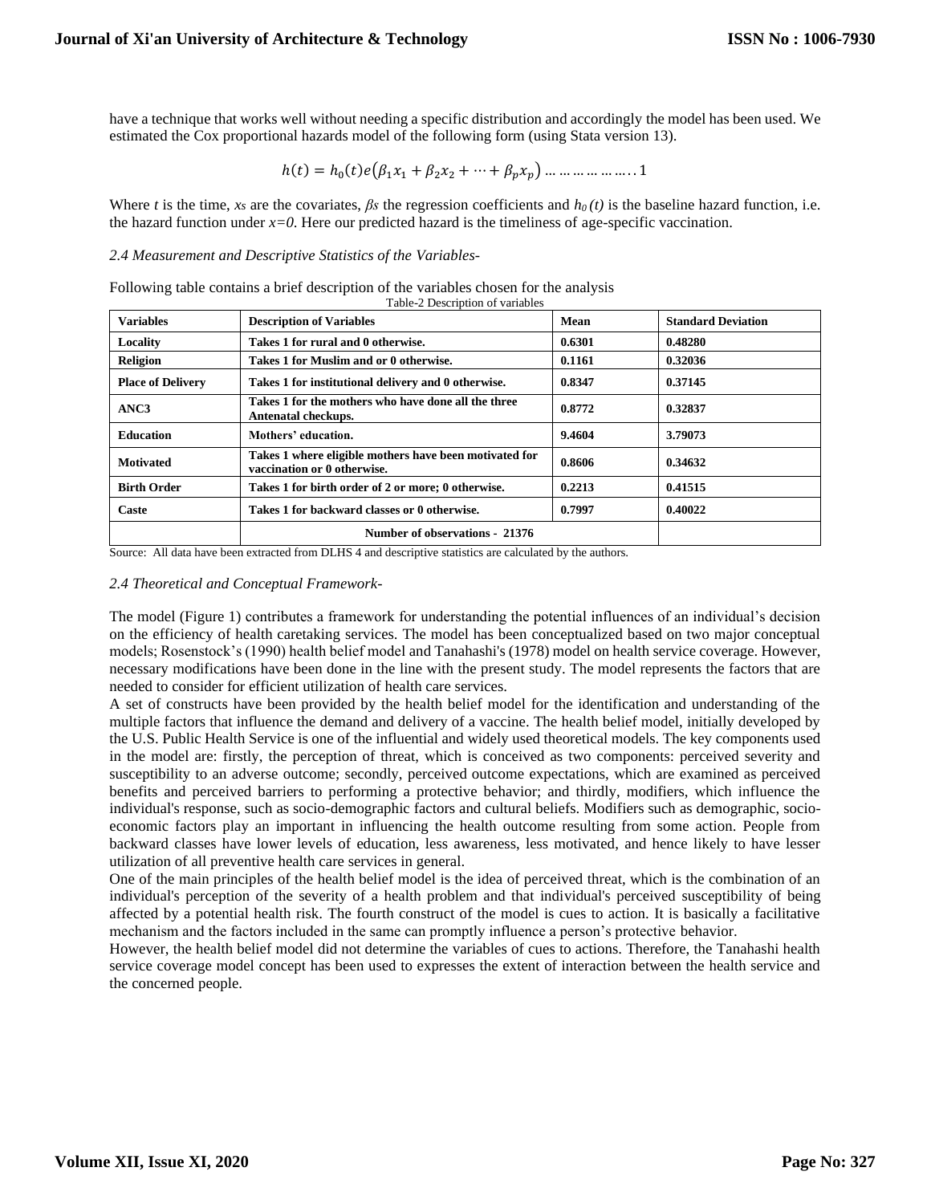have a technique that works well without needing a specific distribution and accordingly the model has been used. We estimated the Cox proportional hazards model of the following form (using Stata version 13).

$$h(t) = h_0(t)e(\beta_1 x_1 + \beta_2 x_2 + \cdots + \beta_p x_p) \ldots\ldots\ldots\ldots\ldots\ldots..1$$

Where *t* is the time, *xs* are the covariates, *βs* the regression coefficients and $h_0(t)$ is the baseline hazard function, i.e. the hazard function under $x=0$. Here our predicted hazard is the timeliness of age-specific vaccination.

*2.4 Measurement and Descriptive Statistics of the Variables-*

Following table contains a brief description of the variables chosen for the analysis

Table-2 Description of variables

| Variables | Description of Variables | Mean | Standard Deviation |
|---|---|---|---|
| **Locality** | **Takes 1 for rural and 0 otherwise.** | **0.6301** | **0.48280** |
| **Religion** | **Takes 1 for Muslim and or 0 otherwise.** | **0.1161** | **0.32036** |
| **Place of Delivery** | **Takes 1 for institutional delivery and 0 otherwise.** | **0.8347** | **0.37145** |
| **ANC3** | **Takes 1 for the mothers who have done all the three Antenatal checkups.** | **0.8772** | **0.32837** |
| **Education** | **Mothers' education.** | **9.4604** | **3.79073** |
| **Motivated** | **Takes 1 where eligible mothers have been motivated for vaccination or 0 otherwise.** | **0.8606** | **0.34632** |
| **Birth Order** | **Takes 1 for birth order of 2 or more; 0 otherwise.** | **0.2213** | **0.41515** |
| **Caste** | **Takes 1 for backward classes or 0 otherwise.** | **0.7997** | **0.40022** |
| | **Number of observations - 21376** | | |

Source: All data have been extracted from DLHS 4 and descriptive statistics are calculated by the authors.

*2.4 Theoretical and Conceptual Framework-*

The model (Figure 1) contributes a framework for understanding the potential influences of an individual's decision on the efficiency of health caretaking services. The model has been conceptualized based on two major conceptual models; Rosenstock's (1990) health belief model and Tanahashi's (1978) model on health service coverage. However, necessary modifications have been done in the line with the present study. The model represents the factors that are needed to consider for efficient utilization of health care services.

A set of constructs have been provided by the health belief model for the identification and understanding of the multiple factors that influence the demand and delivery of a vaccine. The health belief model, initially developed by the U.S. Public Health Service is one of the influential and widely used theoretical models. The key components used in the model are: firstly, the perception of threat, which is conceived as two components: perceived severity and susceptibility to an adverse outcome; secondly, perceived outcome expectations, which are examined as perceived benefits and perceived barriers to performing a protective behavior; and thirdly, modifiers, which influence the individual's response, such as socio-demographic factors and cultural beliefs. Modifiers such as demographic, socio-economic factors play an important in influencing the health outcome resulting from some action. People from backward classes have lower levels of education, less awareness, less motivated, and hence likely to have lesser utilization of all preventive health care services in general.

One of the main principles of the health belief model is the idea of perceived threat, which is the combination of an individual's perception of the severity of a health problem and that individual's perceived susceptibility of being affected by a potential health risk. The fourth construct of the model is cues to action. It is basically a facilitative mechanism and the factors included in the same can promptly influence a person's protective behavior.

However, the health belief model did not determine the variables of cues to actions. Therefore, the Tanahashi health service coverage model concept has been used to expresses the extent of interaction between the health service and the concerned people.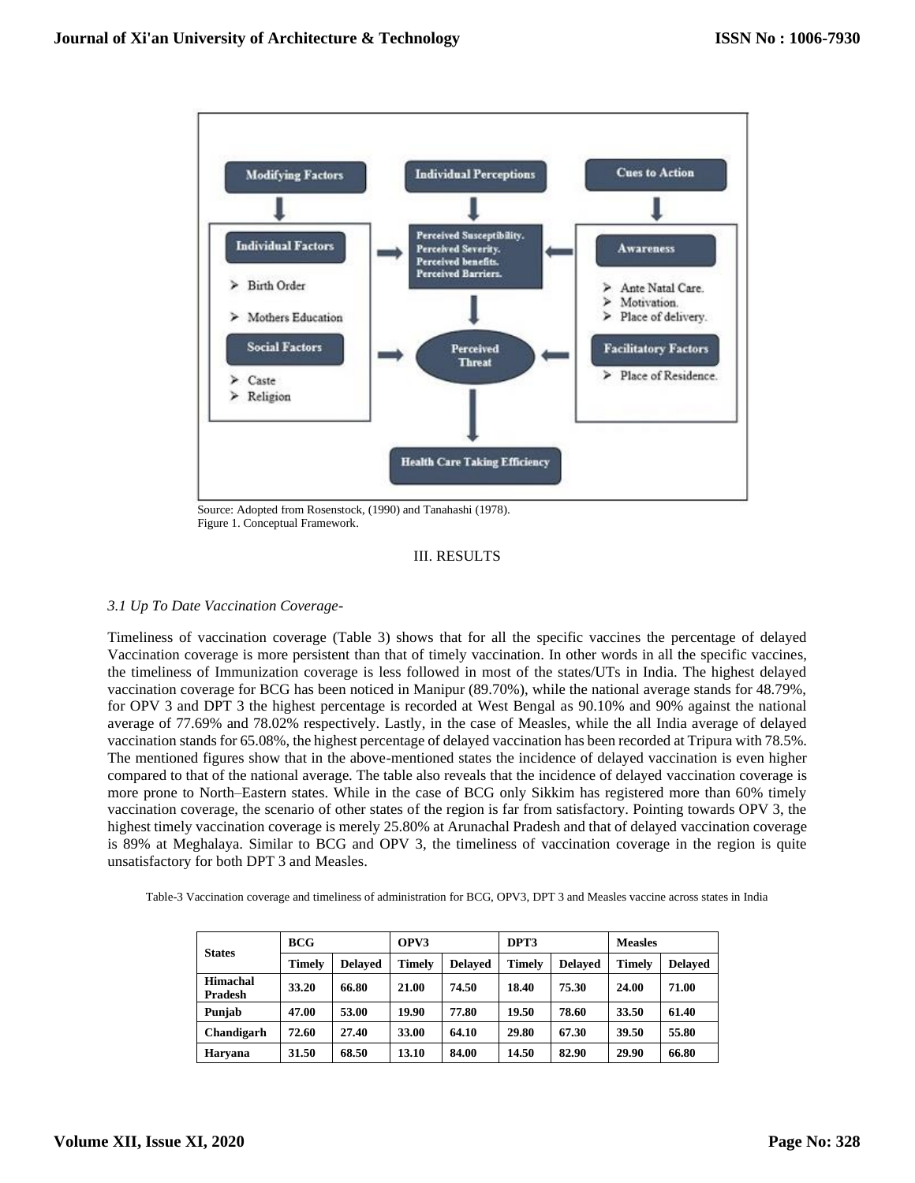Source: Adopted from Rosenstock, (1990) and Tanahashi (1978).
Figure 1. Conceptual Framework.

## III. RESULTS

### *3.1 Up To Date Vaccination Coverage-*

Timeliness of vaccination coverage (Table 3) shows that for all the specific vaccines the percentage of delayed Vaccination coverage is more persistent than that of timely vaccination. In other words in all the specific vaccines, the timeliness of Immunization coverage is less followed in most of the states/UTs in India. The highest delayed vaccination coverage for BCG has been noticed in Manipur (89.70%), while the national average stands for 48.79%, for OPV 3 and DPT 3 the highest percentage is recorded at West Bengal as 90.10% and 90% against the national average of 77.69% and 78.02% respectively. Lastly, in the case of Measles, while the all India average of delayed vaccination stands for 65.08%, the highest percentage of delayed vaccination has been recorded at Tripura with 78.5%. The mentioned figures show that in the above-mentioned states the incidence of delayed vaccination is even higher compared to that of the national average. The table also reveals that the incidence of delayed vaccination coverage is more prone to North–Eastern states. While in the case of BCG only Sikkim has registered more than 60% timely vaccination coverage, the scenario of other states of the region is far from satisfactory. Pointing towards OPV 3, the highest timely vaccination coverage is merely 25.80% at Arunachal Pradesh and that of delayed vaccination coverage is 89% at Meghalaya. Similar to BCG and OPV 3, the timeliness of vaccination coverage in the region is quite unsatisfactory for both DPT 3 and Measles.

Table-3 Vaccination coverage and timeliness of administration for BCG, OPV3, DPT 3 and Measles vaccine across states in India

| States | BCG | | OPV3 | | DPT3 | | Measles | |
|---|---|---|---|---|---|---|---|---|
| | Timely | Delayed | Timely | Delayed | Timely | Delayed | Timely | Delayed |
| **Himachal Pradesh** | **33.20** | **66.80** | **21.00** | **74.50** | **18.40** | **75.30** | **24.00** | **71.00** |
| **Punjab** | **47.00** | **53.00** | **19.90** | **77.80** | **19.50** | **78.60** | **33.50** | **61.40** |
| **Chandigarh** | **72.60** | **27.40** | **33.00** | **64.10** | **29.80** | **67.30** | **39.50** | **55.80** |
| **Haryana** | **31.50** | **68.50** | **13.10** | **84.00** | **14.50** | **82.90** | **29.90** | **66.80** |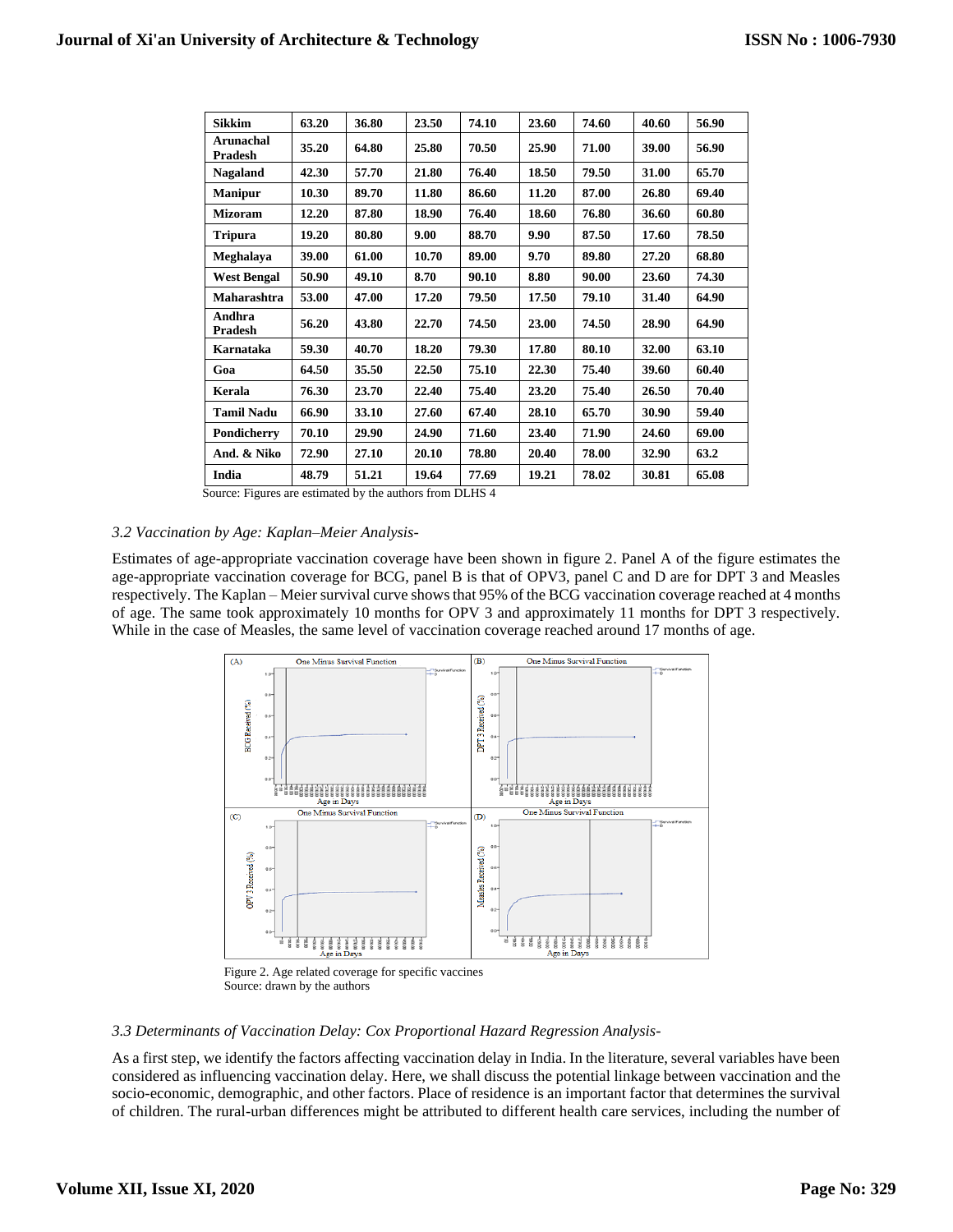| Sikkim | 63.20 | 36.80 | 23.50 | 74.10 | 23.60 | 74.60 | 40.60 | 56.90 |
|---|---|---|---|---|---|---|---|---|
| Arunachal Pradesh | 35.20 | 64.80 | 25.80 | 70.50 | 25.90 | 71.00 | 39.00 | 56.90 |
| Nagaland | 42.30 | 57.70 | 21.80 | 76.40 | 18.50 | 79.50 | 31.00 | 65.70 |
| Manipur | 10.30 | 89.70 | 11.80 | 86.60 | 11.20 | 87.00 | 26.80 | 69.40 |
| Mizoram | 12.20 | 87.80 | 18.90 | 76.40 | 18.60 | 76.80 | 36.60 | 60.80 |
| Tripura | 19.20 | 80.80 | 9.00 | 88.70 | 9.90 | 87.50 | 17.60 | 78.50 |
| Meghalaya | 39.00 | 61.00 | 10.70 | 89.00 | 9.70 | 89.80 | 27.20 | 68.80 |
| West Bengal | 50.90 | 49.10 | 8.70 | 90.10 | 8.80 | 90.00 | 23.60 | 74.30 |
| Maharashtra | 53.00 | 47.00 | 17.20 | 79.50 | 17.50 | 79.10 | 31.40 | 64.90 |
| Andhra Pradesh | 56.20 | 43.80 | 22.70 | 74.50 | 23.00 | 74.50 | 28.90 | 64.90 |
| Karnataka | 59.30 | 40.70 | 18.20 | 79.30 | 17.80 | 80.10 | 32.00 | 63.10 |
| Goa | 64.50 | 35.50 | 22.50 | 75.10 | 22.30 | 75.40 | 39.60 | 60.40 |
| Kerala | 76.30 | 23.70 | 22.40 | 75.40 | 23.20 | 75.40 | 26.50 | 70.40 |
| Tamil Nadu | 66.90 | 33.10 | 27.60 | 67.40 | 28.10 | 65.70 | 30.90 | 59.40 |
| Pondicherry | 70.10 | 29.90 | 24.90 | 71.60 | 23.40 | 71.90 | 24.60 | 69.00 |
| And. & Niko | 72.90 | 27.10 | 20.10 | 78.80 | 20.40 | 78.00 | 32.90 | 63.2 |
| India | 48.79 | 51.21 | 19.64 | 77.69 | 19.21 | 78.02 | 30.81 | 65.08 |

Source: Figures are estimated by the authors from DLHS 4

### *3.2 Vaccination by Age: Kaplan–Meier Analysis-*

Estimates of age-appropriate vaccination coverage have been shown in figure 2. Panel A of the figure estimates the age-appropriate vaccination coverage for BCG, panel B is that of OPV3, panel C and D are for DPT 3 and Measles respectively. The Kaplan – Meier survival curve shows that 95% of the BCG vaccination coverage reached at 4 months of age. The same took approximately 10 months for OPV 3 and approximately 11 months for DPT 3 respectively. While in the case of Measles, the same level of vaccination coverage reached around 17 months of age.

Figure 2. Age related coverage for specific vaccines
Source: drawn by the authors

### *3.3 Determinants of Vaccination Delay: Cox Proportional Hazard Regression Analysis-*

As a first step, we identify the factors affecting vaccination delay in India. In the literature, several variables have been considered as influencing vaccination delay. Here, we shall discuss the potential linkage between vaccination and the socio-economic, demographic, and other factors. Place of residence is an important factor that determines the survival of children. The rural-urban differences might be attributed to different health care services, including the number of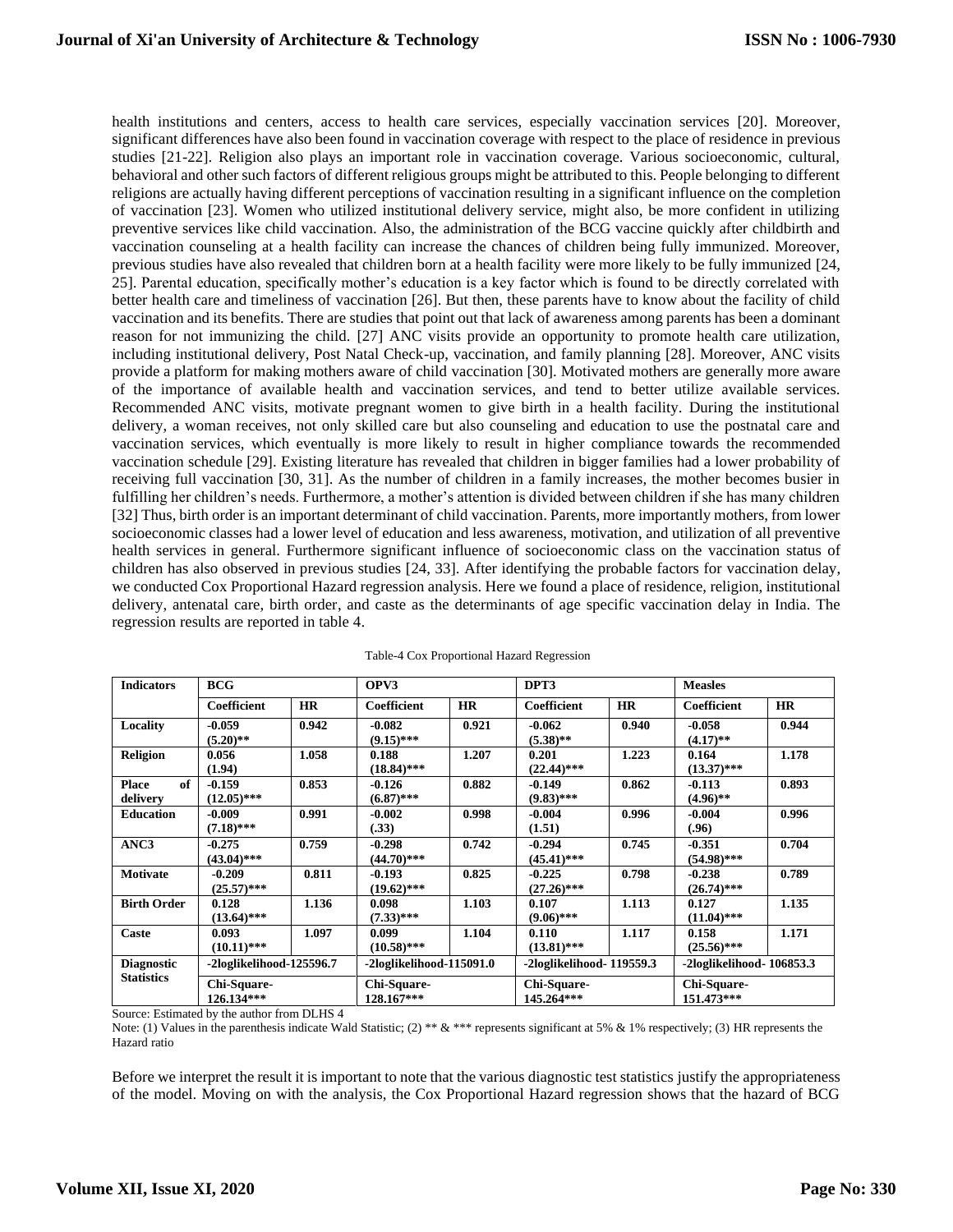health institutions and centers, access to health care services, especially vaccination services [20]. Moreover, significant differences have also been found in vaccination coverage with respect to the place of residence in previous studies [21-22]. Religion also plays an important role in vaccination coverage. Various socioeconomic, cultural, behavioral and other such factors of different religious groups might be attributed to this. People belonging to different religions are actually having different perceptions of vaccination resulting in a significant influence on the completion of vaccination [23]. Women who utilized institutional delivery service, might also, be more confident in utilizing preventive services like child vaccination. Also, the administration of the BCG vaccine quickly after childbirth and vaccination counseling at a health facility can increase the chances of children being fully immunized. Moreover, previous studies have also revealed that children born at a health facility were more likely to be fully immunized [24, 25]. Parental education, specifically mother's education is a key factor which is found to be directly correlated with better health care and timeliness of vaccination [26]. But then, these parents have to know about the facility of child vaccination and its benefits. There are studies that point out that lack of awareness among parents has been a dominant reason for not immunizing the child. [27] ANC visits provide an opportunity to promote health care utilization, including institutional delivery, Post Natal Check-up, vaccination, and family planning [28]. Moreover, ANC visits provide a platform for making mothers aware of child vaccination [30]. Motivated mothers are generally more aware of the importance of available health and vaccination services, and tend to better utilize available services. Recommended ANC visits, motivate pregnant women to give birth in a health facility. During the institutional delivery, a woman receives, not only skilled care but also counseling and education to use the postnatal care and vaccination services, which eventually is more likely to result in higher compliance towards the recommended vaccination schedule [29]. Existing literature has revealed that children in bigger families had a lower probability of receiving full vaccination [30, 31]. As the number of children in a family increases, the mother becomes busier in fulfilling her children's needs. Furthermore, a mother's attention is divided between children if she has many children [32] Thus, birth order is an important determinant of child vaccination. Parents, more importantly mothers, from lower socioeconomic classes had a lower level of education and less awareness, motivation, and utilization of all preventive health services in general. Furthermore significant influence of socioeconomic class on the vaccination status of children has also observed in previous studies [24, 33]. After identifying the probable factors for vaccination delay, we conducted Cox Proportional Hazard regression analysis. Here we found a place of residence, religion, institutional delivery, antenatal care, birth order, and caste as the determinants of age specific vaccination delay in India. The regression results are reported in table 4.

Table-4 Cox Proportional Hazard Regression

| **Indicators** | **BCG** | | **OPV3** | | **DPT3** | | **Measles** | |
|---|---|---|---|---|---|---|---|---|
| | **Coefficient** | **HR** | **Coefficient** | **HR** | **Coefficient** | **HR** | **Coefficient** | **HR** |
| **Locality** | **-0.059 (5.20)\*\*** | **0.942** | **-0.082 (9.15)\*\*\*** | **0.921** | **-0.062 (5.38)\*\*** | **0.940** | **-0.058 (4.17)\*\*** | **0.944** |
| **Religion** | **0.056 (1.94)** | **1.058** | **0.188 (18.84)\*\*\*** | **1.207** | **0.201 (22.44)\*\*\*** | **1.223** | **0.164 (13.37)\*\*\*** | **1.178** |
| **Place of delivery** | **-0.159 (12.05)\*\*\*** | **0.853** | **-0.126 (6.87)\*\*\*** | **0.882** | **-0.149 (9.83)\*\*\*** | **0.862** | **-0.113 (4.96)\*\*** | **0.893** |
| **Education** | **-0.009 (7.18)\*\*\*** | **0.991** | **-0.002 (.33)** | **0.998** | **-0.004 (1.51)** | **0.996** | **-0.004 (.96)** | **0.996** |
| **ANC3** | **-0.275 (43.04)\*\*\*** | **0.759** | **-0.298 (44.70)\*\*\*** | **0.742** | **-0.294 (45.41)\*\*\*** | **0.745** | **-0.351 (54.98)\*\*\*** | **0.704** |
| **Motivate** | **-0.209 (25.57)\*\*\*** | **0.811** | **-0.193 (19.62)\*\*\*** | **0.825** | **-0.225 (27.26)\*\*\*** | **0.798** | **-0.238 (26.74)\*\*\*** | **0.789** |
| **Birth Order** | **0.128 (13.64)\*\*\*** | **1.136** | **0.098 (7.33)\*\*\*** | **1.103** | **0.107 (9.06)\*\*\*** | **1.113** | **0.127 (11.04)\*\*\*** | **1.135** |
| **Caste** | **0.093 (10.11)\*\*\*** | **1.097** | **0.099 (10.58)\*\*\*** | **1.104** | **0.110 (13.81)\*\*\*** | **1.117** | **0.158 (25.56)\*\*\*** | **1.171** |
| **Diagnostic Statistics** | **-2loglikelihood-125596.7** | | **-2loglikelihood-115091.0** | | **-2loglikelihood- 119559.3** | | **-2loglikelihood- 106853.3** | |
| | **Chi-Square-126.134\*\*\*** | | **Chi-Square-128.167\*\*\*** | | **Chi-Square-145.264\*\*\*** | | **Chi-Square-151.473\*\*\*** | |

Source: Estimated by the author from DLHS 4

Note: (1) Values in the parenthesis indicate Wald Statistic; (2) ** & *** represents significant at 5% & 1% respectively; (3) HR represents the Hazard ratio

Before we interpret the result it is important to note that the various diagnostic test statistics justify the appropriateness of the model. Moving on with the analysis, the Cox Proportional Hazard regression shows that the hazard of BCG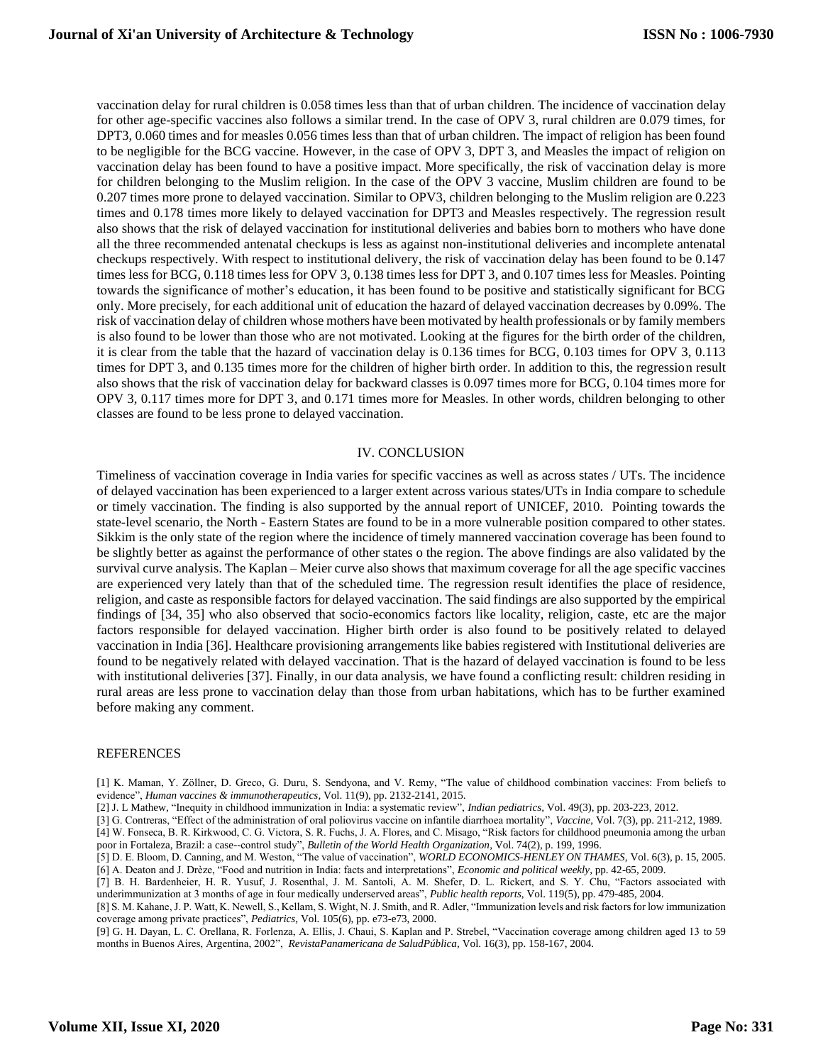vaccination delay for rural children is 0.058 times less than that of urban children. The incidence of vaccination delay for other age-specific vaccines also follows a similar trend. In the case of OPV 3, rural children are 0.079 times, for DPT3, 0.060 times and for measles 0.056 times less than that of urban children. The impact of religion has been found to be negligible for the BCG vaccine. However, in the case of OPV 3, DPT 3, and Measles the impact of religion on vaccination delay has been found to have a positive impact. More specifically, the risk of vaccination delay is more for children belonging to the Muslim religion. In the case of the OPV 3 vaccine, Muslim children are found to be 0.207 times more prone to delayed vaccination. Similar to OPV3, children belonging to the Muslim religion are 0.223 times and 0.178 times more likely to delayed vaccination for DPT3 and Measles respectively. The regression result also shows that the risk of delayed vaccination for institutional deliveries and babies born to mothers who have done all the three recommended antenatal checkups is less as against non-institutional deliveries and incomplete antenatal checkups respectively. With respect to institutional delivery, the risk of vaccination delay has been found to be 0.147 times less for BCG, 0.118 times less for OPV 3, 0.138 times less for DPT 3, and 0.107 times less for Measles. Pointing towards the significance of mother's education, it has been found to be positive and statistically significant for BCG only. More precisely, for each additional unit of education the hazard of delayed vaccination decreases by 0.09%. The risk of vaccination delay of children whose mothers have been motivated by health professionals or by family members is also found to be lower than those who are not motivated. Looking at the figures for the birth order of the children, it is clear from the table that the hazard of vaccination delay is 0.136 times for BCG, 0.103 times for OPV 3, 0.113 times for DPT 3, and 0.135 times more for the children of higher birth order. In addition to this, the regression result also shows that the risk of vaccination delay for backward classes is 0.097 times more for BCG, 0.104 times more for OPV 3, 0.117 times more for DPT 3, and 0.171 times more for Measles. In other words, children belonging to other classes are found to be less prone to delayed vaccination.

## IV. CONCLUSION

Timeliness of vaccination coverage in India varies for specific vaccines as well as across states / UTs. The incidence of delayed vaccination has been experienced to a larger extent across various states/UTs in India compare to schedule or timely vaccination. The finding is also supported by the annual report of UNICEF, 2010. Pointing towards the state-level scenario, the North - Eastern States are found to be in a more vulnerable position compared to other states. Sikkim is the only state of the region where the incidence of timely mannered vaccination coverage has been found to be slightly better as against the performance of other states o the region. The above findings are also validated by the survival curve analysis. The Kaplan – Meier curve also shows that maximum coverage for all the age specific vaccines are experienced very lately than that of the scheduled time. The regression result identifies the place of residence, religion, and caste as responsible factors for delayed vaccination. The said findings are also supported by the empirical findings of [34, 35] who also observed that socio-economics factors like locality, religion, caste, etc are the major factors responsible for delayed vaccination. Higher birth order is also found to be positively related to delayed vaccination in India [36]. Healthcare provisioning arrangements like babies registered with Institutional deliveries are found to be negatively related with delayed vaccination. That is the hazard of delayed vaccination is found to be less with institutional deliveries [37]. Finally, in our data analysis, we have found a conflicting result: children residing in rural areas are less prone to vaccination delay than those from urban habitations, which has to be further examined before making any comment.

## REFERENCES

[1] K. Maman, Y. Zöllner, D. Greco, G. Duru, S. Sendyona, and V. Remy, "The value of childhood combination vaccines: From beliefs to evidence", *Human vaccines & immunotherapeutics*, Vol. 11(9), pp. 2132-2141, 2015.

[2] J. L Mathew, "Inequity in childhood immunization in India: a systematic review", *Indian pediatrics*, Vol. 49(3), pp. 203-223, 2012.

[3] G. Contreras, "Effect of the administration of oral poliovirus vaccine on infantile diarrhoea mortality", *Vaccine*, Vol. 7(3), pp. 211-212, 1989.

[4] W. Fonseca, B. R. Kirkwood, C. G. Victora, S. R. Fuchs, J. A. Flores, and C. Misago, "Risk factors for childhood pneumonia among the urban poor in Fortaleza, Brazil: a case--control study", *Bulletin of the World Health Organization*, Vol. 74(2), p. 199, 1996.

[5] D. E. Bloom, D. Canning, and M. Weston, "The value of vaccination", *WORLD ECONOMICS-HENLEY ON THAMES*, Vol. 6(3), p. 15, 2005.

[6] A. Deaton and J. Drèze, "Food and nutrition in India: facts and interpretations", *Economic and political weekly*, pp. 42-65, 2009.

[7] B. H. Bardenheier, H. R. Yusuf, J. Rosenthal, J. M. Santoli, A. M. Shefer, D. L. Rickert, and S. Y. Chu, "Factors associated with underimmunization at 3 months of age in four medically underserved areas", *Public health reports*, Vol. 119(5), pp. 479-485, 2004.

[8] S. M. Kahane, J. P. Watt, K. Newell, S., Kellam, S. Wight, N. J. Smith, and R. Adler, "Immunization levels and risk factors for low immunization coverage among private practices", *Pediatrics*, Vol. 105(6), pp. e73-e73, 2000.

[9] G. H. Dayan, L. C. Orellana, R. Forlenza, A. Ellis, J. Chaui, S. Kaplan and P. Strebel, "Vaccination coverage among children aged 13 to 59 months in Buenos Aires, Argentina, 2002", *RevistaPanamericana de SaludPública*, Vol. 16(3), pp. 158-167, 2004.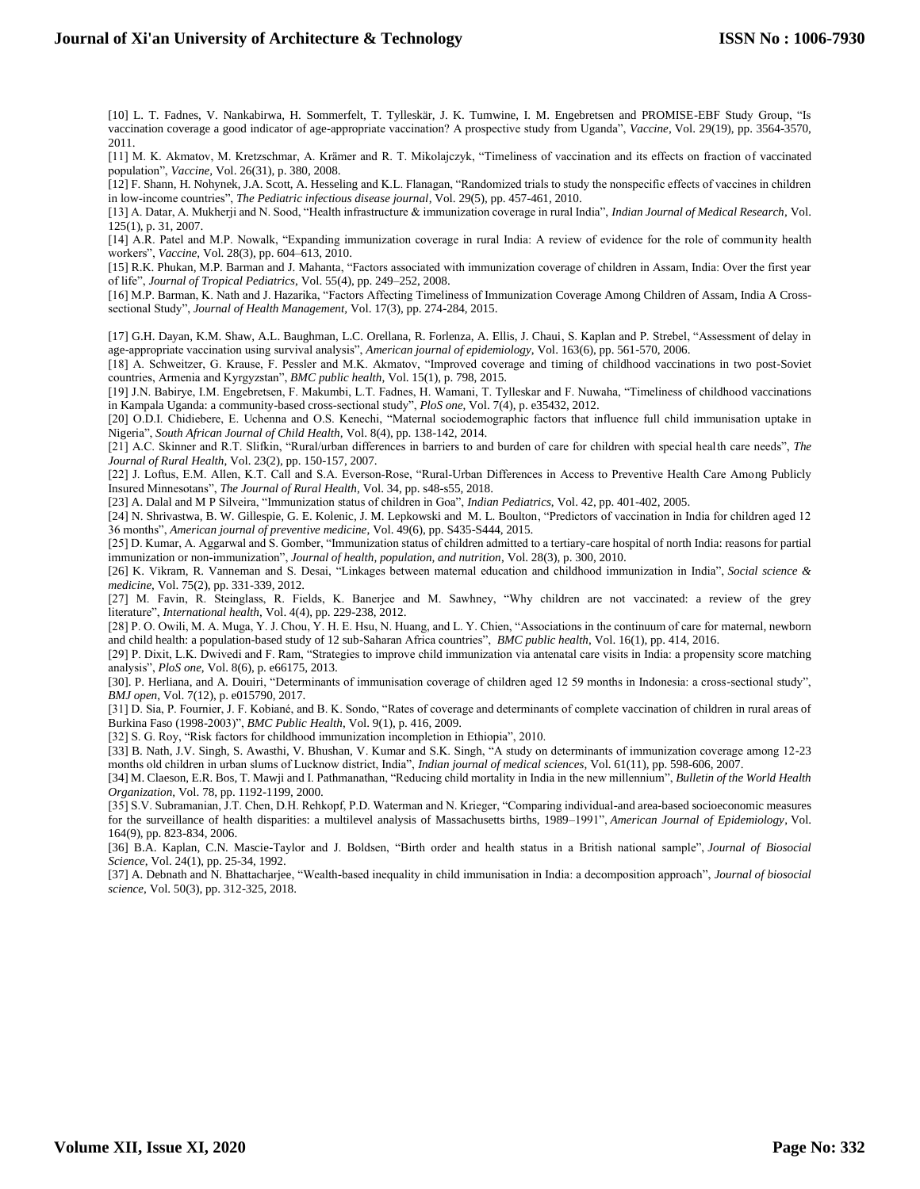[10] L. T. Fadnes, V. Nankabirwa, H. Sommerfelt, T. Tylleskär, J. K. Tumwine, I. M. Engebretsen and PROMISE-EBF Study Group, "Is vaccination coverage a good indicator of age-appropriate vaccination? A prospective study from Uganda", *Vaccine*, Vol. 29(19), pp. 3564-3570, 2011.

[11] M. K. Akmatov, M. Kretzschmar, A. Krämer and R. T. Mikolajczyk, "Timeliness of vaccination and its effects on fraction of vaccinated population", *Vaccine*, Vol. 26(31), p. 380, 2008.

[12] F. Shann, H. Nohynek, J.A. Scott, A. Hesseling and K.L. Flanagan, "Randomized trials to study the nonspecific effects of vaccines in children in low-income countries", *The Pediatric infectious disease journal*, Vol. 29(5), pp. 457-461, 2010.

[13] A. Datar, A. Mukherji and N. Sood, "Health infrastructure & immunization coverage in rural India", *Indian Journal of Medical Research*, Vol. 125(1), p. 31, 2007.

[14] A.R. Patel and M.P. Nowalk, "Expanding immunization coverage in rural India: A review of evidence for the role of community health workers", *Vaccine*, Vol. 28(3), pp. 604–613, 2010.

[15] R.K. Phukan, M.P. Barman and J. Mahanta, "Factors associated with immunization coverage of children in Assam, India: Over the first year of life", *Journal of Tropical Pediatrics*, Vol. 55(4), pp. 249–252, 2008.

[16] M.P. Barman, K. Nath and J. Hazarika, "Factors Affecting Timeliness of Immunization Coverage Among Children of Assam, India A Cross-sectional Study", *Journal of Health Management*, Vol. 17(3), pp. 274-284, 2015.

[17] G.H. Dayan, K.M. Shaw, A.L. Baughman, L.C. Orellana, R. Forlenza, A. Ellis, J. Chaui, S. Kaplan and P. Strebel, "Assessment of delay in age-appropriate vaccination using survival analysis", *American journal of epidemiology*, Vol. 163(6), pp. 561-570, 2006.

[18] A. Schweitzer, G. Krause, F. Pessler and M.K. Akmatov, "Improved coverage and timing of childhood vaccinations in two post-Soviet countries, Armenia and Kyrgyzstan", *BMC public health*, Vol. 15(1), p. 798, 2015.

[19] J.N. Babirye, I.M. Engebretsen, F. Makumbi, L.T. Fadnes, H. Wamani, T. Tylleskar and F. Nuwaha, "Timeliness of childhood vaccinations in Kampala Uganda: a community-based cross-sectional study", *PloS one*, Vol. 7(4), p. e35432, 2012.

[20] O.D.I. Chidiebere, E. Uchenna and O.S. Kenechi, "Maternal sociodemographic factors that influence full child immunisation uptake in Nigeria", *South African Journal of Child Health*, Vol. 8(4), pp. 138-142, 2014.

[21] A.C. Skinner and R.T. Slifkin, "Rural/urban differences in barriers to and burden of care for children with special health care needs", *The Journal of Rural Health*, Vol. 23(2), pp. 150-157, 2007.

[22] J. Loftus, E.M. Allen, K.T. Call and S.A. Everson-Rose, "Rural-Urban Differences in Access to Preventive Health Care Among Publicly Insured Minnesotans", *The Journal of Rural Health*, Vol. 34, pp. s48-s55, 2018.

[23] A. Dalal and M P Silveira, "Immunization status of children in Goa", *Indian Pediatrics*, Vol. 42, pp. 401-402, 2005.

[24] N. Shrivastwa, B. W. Gillespie, G. E. Kolenic, J. M. Lepkowski and M. L. Boulton, "Predictors of vaccination in India for children aged 12 36 months", *American journal of preventive medicine*, Vol. 49(6), pp. S435-S444, 2015.

[25] D. Kumar, A. Aggarwal and S. Gomber, "Immunization status of children admitted to a tertiary-care hospital of north India: reasons for partial immunization or non-immunization", *Journal of health, population, and nutrition*, Vol. 28(3), p. 300, 2010.

[26] K. Vikram, R. Vanneman and S. Desai, "Linkages between maternal education and childhood immunization in India", *Social science & medicine*, Vol. 75(2), pp. 331-339, 2012.

[27] M. Favin, R. Steinglass, R. Fields, K. Banerjee and M. Sawhney, "Why children are not vaccinated: a review of the grey literature", *International health*, Vol. 4(4), pp. 229-238, 2012.

[28] P. O. Owili, M. A. Muga, Y. J. Chou, Y. H. E. Hsu, N. Huang, and L. Y. Chien, "Associations in the continuum of care for maternal, newborn and child health: a population-based study of 12 sub-Saharan Africa countries", *BMC public health*, Vol. 16(1), pp. 414, 2016.

[29] P. Dixit, L.K. Dwivedi and F. Ram, "Strategies to improve child immunization via antenatal care visits in India: a propensity score matching analysis", *PloS one*, Vol. 8(6), p. e66175, 2013.

[30]. P. Herliana, and A. Douiri, "Determinants of immunisation coverage of children aged 12 59 months in Indonesia: a cross-sectional study", *BMJ open*, Vol. 7(12), p. e015790, 2017.

[31] D. Sia, P. Fournier, J. F. Kobiané, and B. K. Sondo, "Rates of coverage and determinants of complete vaccination of children in rural areas of Burkina Faso (1998-2003)", *BMC Public Health*, Vol. 9(1), p. 416, 2009.

[32] S. G. Roy, "Risk factors for childhood immunization incompletion in Ethiopia", 2010.

[33] B. Nath, J.V. Singh, S. Awasthi, V. Bhushan, V. Kumar and S.K. Singh, "A study on determinants of immunization coverage among 12-23 months old children in urban slums of Lucknow district, India", *Indian journal of medical sciences*, Vol. 61(11), pp. 598-606, 2007.

[34] M. Claeson, E.R. Bos, T. Mawji and I. Pathmanathan, "Reducing child mortality in India in the new millennium", *Bulletin of the World Health Organization*, Vol. 78, pp. 1192-1199, 2000.

[35] S.V. Subramanian, J.T. Chen, D.H. Rehkopf, P.D. Waterman and N. Krieger, "Comparing individual-and area-based socioeconomic measures for the surveillance of health disparities: a multilevel analysis of Massachusetts births, 1989–1991", *American Journal of Epidemiology*, Vol. 164(9), pp. 823-834, 2006.

[36] B.A. Kaplan, C.N. Mascie-Taylor and J. Boldsen, "Birth order and health status in a British national sample", *Journal of Biosocial Science*, Vol. 24(1), pp. 25-34, 1992.

[37] A. Debnath and N. Bhattacharjee, "Wealth-based inequality in child immunisation in India: a decomposition approach", *Journal of biosocial science*, Vol. 50(3), pp. 312-325, 2018.